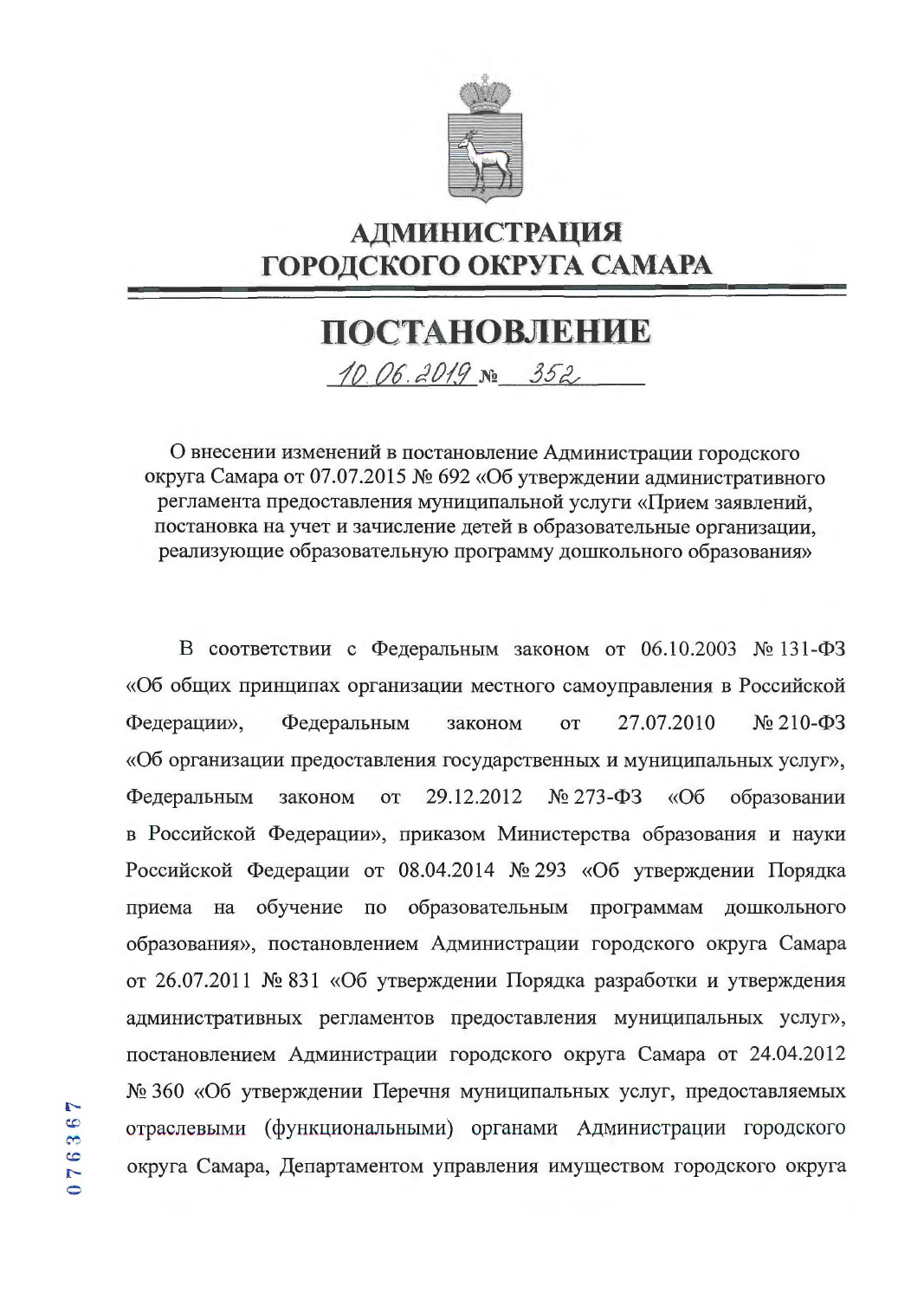# АДМИНИСТРАЦИЯ ГОРОДСКОГО ОКРУГА САМАРА

# ПОСТАНОВЛЕНИЕ

10.06.2019 № 352

О внесении изменений в постановление Администрации городского округа Самара от 07.07.2015 № 692 «Об утверждении административного регламента предоставления муниципальной услуги «Прием заявлений, постановка на учет и зачисление детей в образовательные организации, реализующие образовательную программу дошкольного образования»

В соответствии с Федеральным законом от 06.10.2003 № 131-ФЗ «Об общих принципах организации местного самоуправления в Российской Федерации», Федеральным законом от 27.07.2010 № 210-ФЗ «Об организации предоставления государственных и муниципальных услуг», Федеральным законом от 29.12.2012 № 273-ФЗ «Об образовании в Российской Федерации», приказом Министерства образования и науки Российской Федерации от 08.04.2014 № 293 «Об утверждении Порядка приема на обучение по образовательным программам дошкольного образования», постановлением Администрации городского округа Самара от 26.07.2011 № 831 «Об утверждении Порядка разработки и утверждения административных регламентов предоставления муниципальных услуг», постановлением Администрации городского округа Самара от 24.04.2012 № 360 «Об утверждении Перечня муниципальных услуг, предоставляемых отраслевыми (функциональными) органами Администрации городского округа Самара, Департаментом управления имуществом городского округа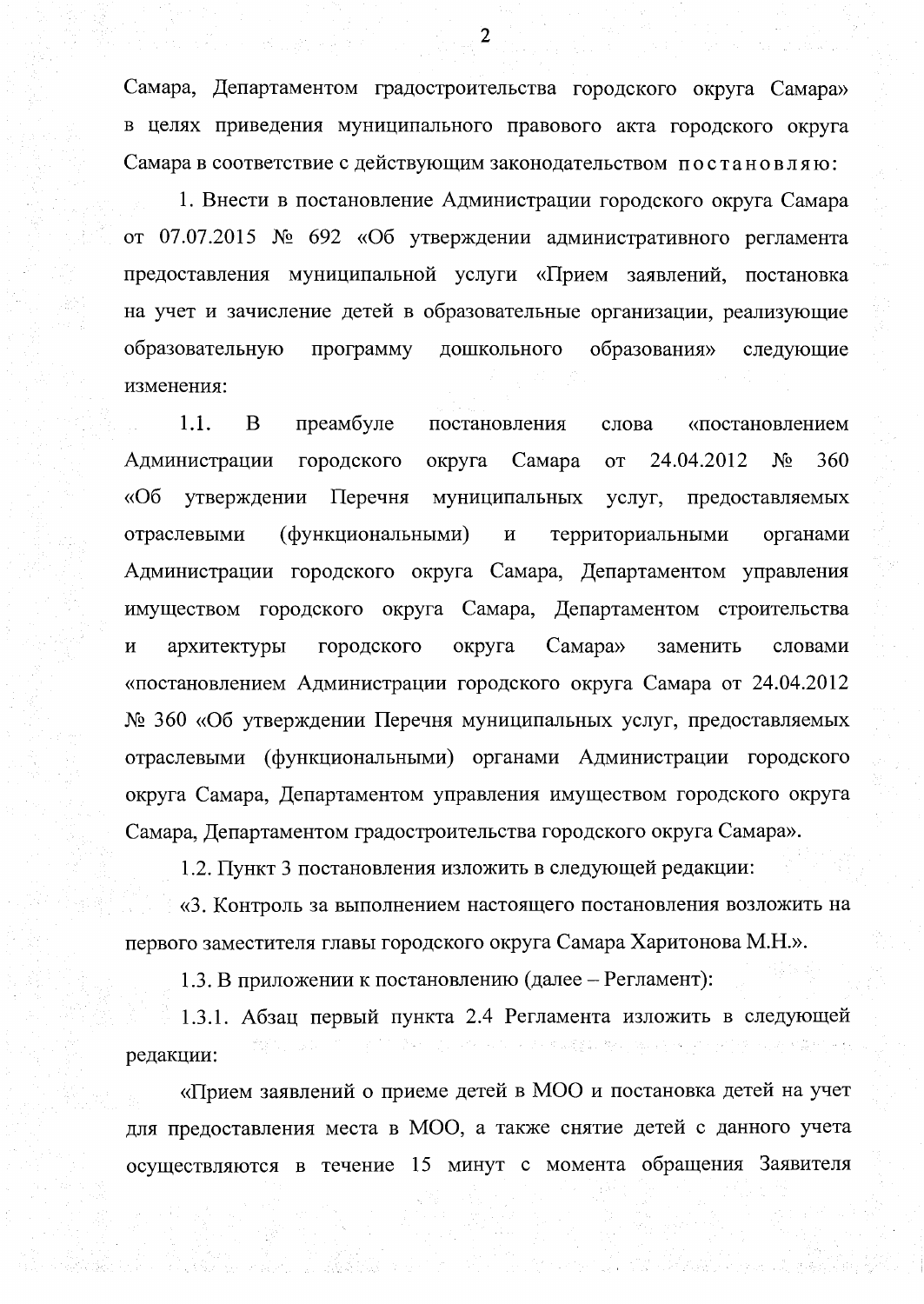Самара, Департаментом градостроительства городского округа Самара» в целях приведения муниципального правового акта городского округа Самара в соответствие с действующим законодательством постановляю:

1. Внести в постановление Администрации городского округа Самара от 07.07.2015 № 692 «Об утверждении административного регламента предоставления муниципальной услуги «Прием заявлений, постановка на учет и зачисление детей в образовательные организации, реализующие образовательную программу дошкольного образования» следующие изменения:

1.1. В преамбуле постановления слова «постановлением Администрации городского округа Самара от 24.04.2012 № 360 «Об утверждении Перечня муниципальных услуг, предоставляемых отраслевыми (функциональными) и территориальными органами Администрации городского округа Самара, Департаментом управления имуществом городского округа Самара, Департаментом строительства и архитектуры городского округа Самара» заменить словами «постановлением Администрации городского округа Самара от 24.04.2012 № 360 «Об утверждении Перечня муниципальных услуг, предоставляемых отраслевыми (функциональными) органами Администрации городского округа Самара, Департаментом управления имуществом городского округа Самара, Департаментом градостроительства городского округа Самара».

1.2. Пункт 3 постановления изложить в следующей редакции:

«3. Контроль за выполнением настоящего постановления возложить на первого заместителя главы городского округа Самара Харитонова М.Н.».

1.3. В приложении к постановлению (далее – Регламент):

1.3.1. Абзац первый пункта 2.4 Регламента изложить в следующей редакции:

«Прием заявлений о приеме детей в МОО и постановка детей на учет для предоставления места в МОО, а также снятие детей с данного учета осуществляются в течение 15 минут с момента обращения Заявителя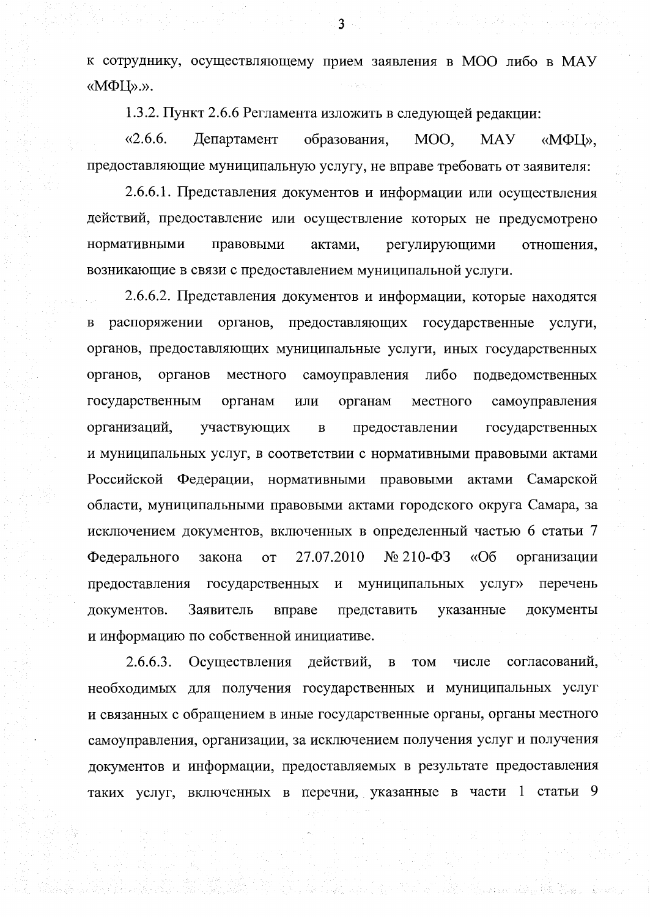к сотруднику, осуществляющему прием заявления в МОО либо в МАУ «МФЦ».».

1.3.2. Пункт 2.6.6 Регламента изложить в следующей редакции:

«2.6.6. Департамент образования, МОО, МАУ «МФЦ», предоставляющие муниципальную услугу, не вправе требовать от заявителя:

2.6.6.1. Представления документов и информации или осуществления действий, предоставление или осуществление которых не предусмотрено нормативными правовыми актами, регулирующими отношения, возникающие в связи с предоставлением муниципальной услуги.

2.6.6.2. Представления документов и информации, которые находятся в распоряжении органов, предоставляющих государственные услуги, органов, предоставляющих муниципальные услуги, иных государственных органов, органов местного самоуправления либо подведомственных государственным органам или органам местного самоуправления организаций, участвующих в предоставлении государственных и муниципальных услуг, в соответствии с нормативными правовыми актами Российской Федерации, нормативными правовыми актами Самарской области, муниципальными правовыми актами городского округа Самара, за исключением документов, включенных в определенный частью 6 статьи 7 Федерального закона от 27.07.2010 № 210-ФЗ «Об организации предоставления государственных и муниципальных услуг» перечень документов. Заявитель вправе представить указанные документы и информацию по собственной инициативе.

2.6.6.3. Осуществления действий, в том числе согласований, необходимых для получения государственных и муниципальных услуг и связанных с обращением в иные государственные органы, органы местного самоуправления, организации, за исключением получения услуг и получения документов и информации, предоставляемых в результате предоставления таких услуг, включенных в перечни, указанные в части 1 статьи 9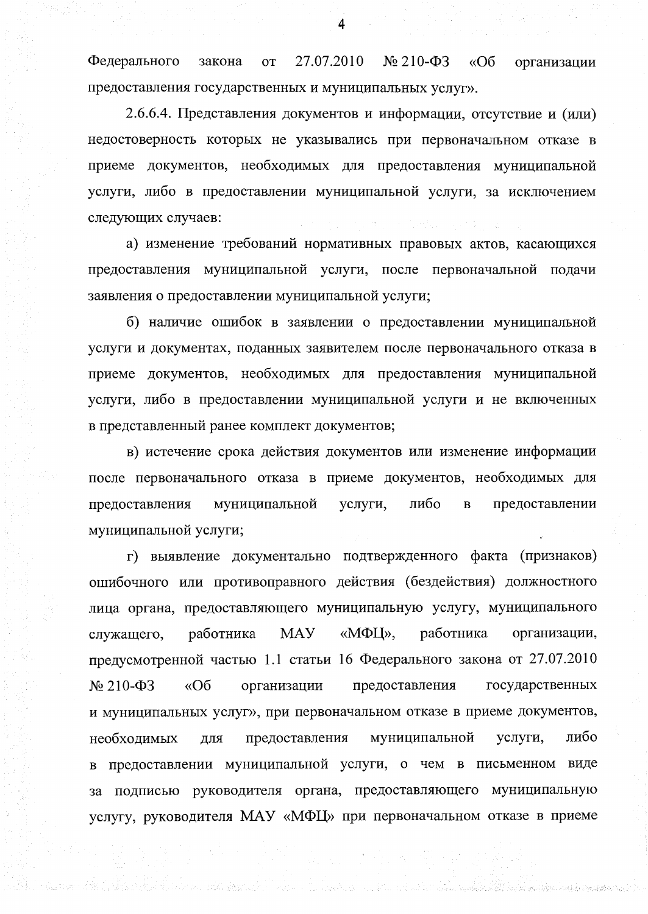Федерального закона от 27.07.2010 № 210-ФЗ «Об организации предоставления государственных и муниципальных услуг».

2.6.6.4. Представления документов и информации, отсутствие и (или) недостоверность которых не указывались при первоначальном отказе в приеме документов, необходимых для предоставления муниципальной услуги, либо в предоставлении муниципальной услуги, за исключением следующих случаев:

а) изменение требований нормативных правовых актов, касающихся предоставления муниципальной услуги, после первоначальной подачи заявления о предоставлении муниципальной услуги;

б) наличие ошибок в заявлении о предоставлении муниципальной услуги и документах, поданных заявителем после первоначального отказа в приеме документов, необходимых для предоставления муниципальной услуги, либо в предоставлении муниципальной услуги и не включенных в представленный ранее комплект документов;

в) истечение срока действия документов или изменение информации после первоначального отказа в приеме документов, необходимых для предоставления муниципальной услуги, либо в предоставлении муниципальной услуги;

г) выявление документально подтвержденного факта (признаков) ошибочного или противоправного действия (бездействия) должностного лица органа, предоставляющего муниципальную услугу, муниципального служащего, работника МАУ «МФЦ», работника организации, предусмотренной частью 1.1 статьи 16 Федерального закона от 27.07.2010 № 210-ФЗ «Об организации предоставления государственных и муниципальных услуг», при первоначальном отказе в приеме документов, необходимых для предоставления муниципальной услуги, либо в предоставлении муниципальной услуги, о чем в письменном виде за подписью руководителя органа, предоставляющего муниципальную услугу, руководителя МАУ «МФЦ» при первоначальном отказе в приеме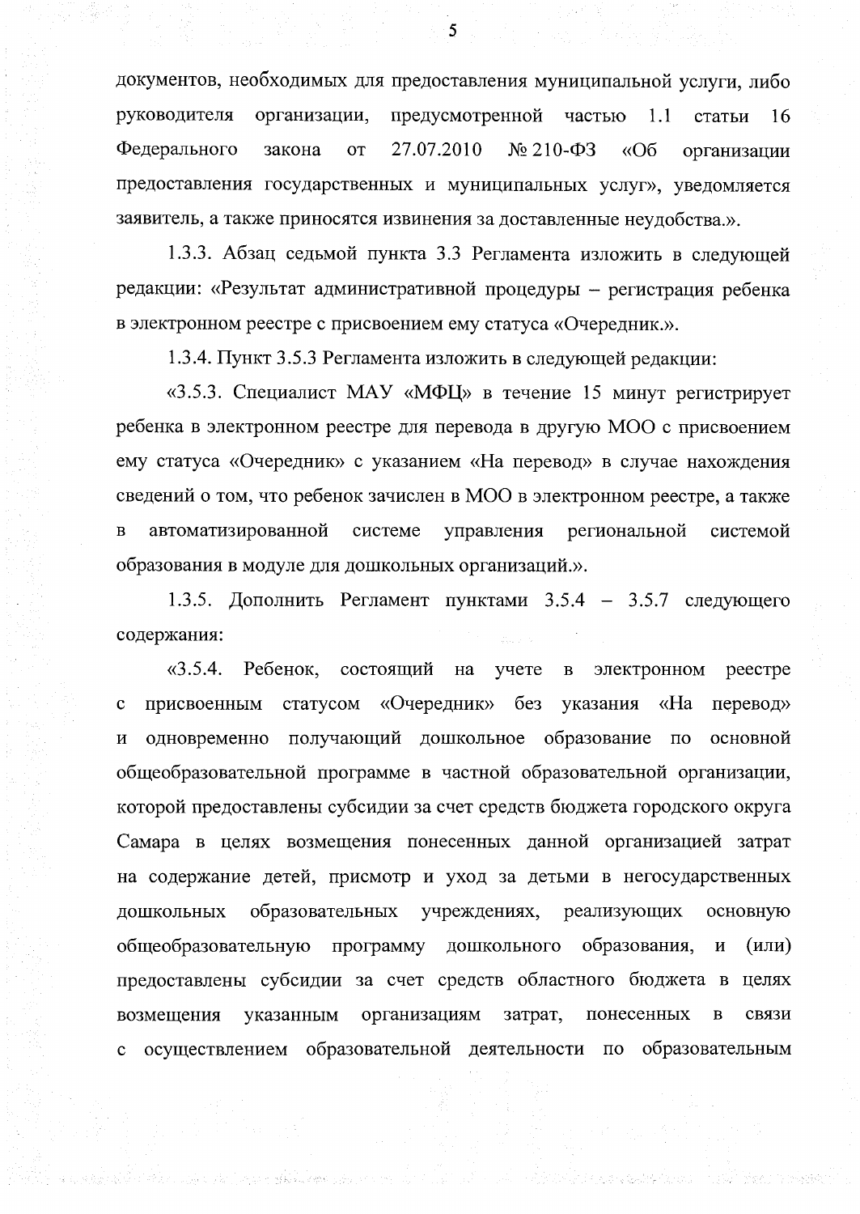документов, необходимых для предоставления муниципальной услуги, либо руководителя организации, предусмотренной частью 1.1 статьи 16 Федерального закона от 27.07.2010 № 210-ФЗ «Об организации предоставления государственных и муниципальных услуг», уведомляется заявитель, а также приносятся извинения за доставленные неудобства.».

1.3.3. Абзац седьмой пункта 3.3 Регламента изложить в следующей редакции: «Результат административной процедуры – регистрация ребенка в электронном реестре с присвоением ему статуса «Очередник.».

1.3.4. Пункт 3.5.3 Регламента изложить в следующей редакции:

«3.5.3. Специалист МАУ «МФЦ» в течение 15 минут регистрирует ребенка в электронном реестре для перевода в другую МОО с присвоением ему статуса «Очередник» с указанием «На перевод» в случае нахождения сведений о том, что ребенок зачислен в МОО в электронном реестре, а также в автоматизированной системе управления региональной системой образования в модуле для дошкольных организаций.».

1.3.5. Дополнить Регламент пунктами 3.5.4 – 3.5.7 следующего содержания:

«3.5.4. Ребенок, состоящий на учете в электронном реестре с присвоенным статусом «Очередник» без указания «На перевод» и одновременно получающий дошкольное образование по основной общеобразовательной программе в частной образовательной организации, которой предоставлены субсидии за счет средств бюджета городского округа Самара в целях возмещения понесенных данной организацией затрат на содержание детей, присмотр и уход за детьми в негосударственных дошкольных образовательных учреждениях, реализующих основную общеобразовательную программу дошкольного образования, и (или) предоставлены субсидии за счет средств областного бюджета в целях возмещения указанным организациям затрат, понесенных в связи с осуществлением образовательной деятельности по образовательным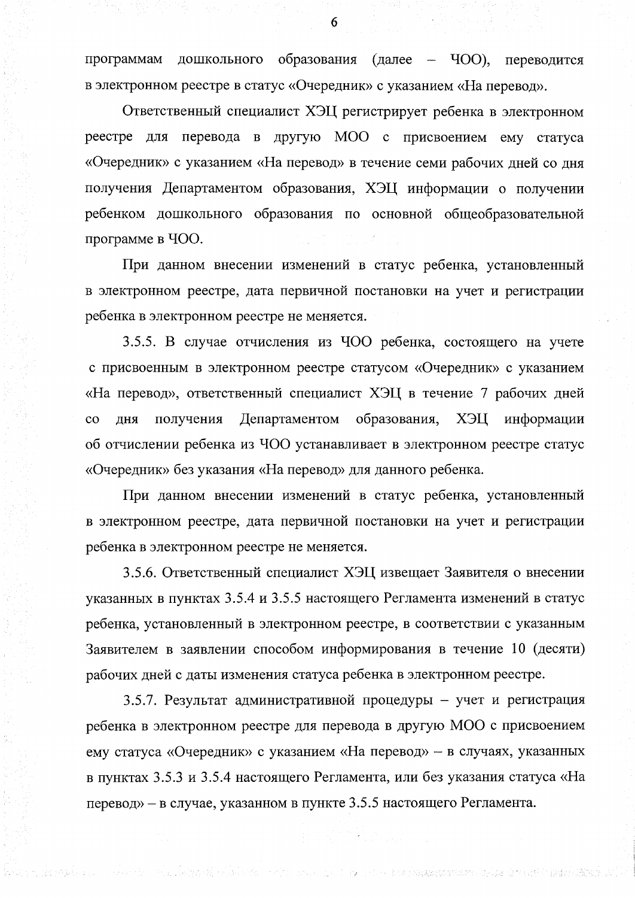программам дошкольного образования (далее – ЧОО), переводится в электронном реестре в статус «Очередник» с указанием «На перевод».

Ответственный специалист ХЭЦ регистрирует ребенка в электронном реестре для перевода в другую МОО с присвоением ему статуса «Очередник» с указанием «На перевод» в течение семи рабочих дней со дня получения Департаментом образования, ХЭЦ информации о получении ребенком дошкольного образования по основной общеобразовательной программе в ЧОО.

При данном внесении изменений в статус ребенка, установленный в электронном реестре, дата первичной постановки на учет и регистрации ребенка в электронном реестре не меняется.

3.5.5. В случае отчисления из ЧОО ребенка, состоящего на учете с присвоенным в электронном реестре статусом «Очередник» с указанием «На перевод», ответственный специалист ХЭЦ в течение 7 рабочих дней со дня получения Департаментом образования, ХЭЦ информации об отчислении ребенка из ЧОО устанавливает в электронном реестре статус «Очередник» без указания «На перевод» для данного ребенка.

При данном внесении изменений в статус ребенка, установленный в электронном реестре, дата первичной постановки на учет и регистрации ребенка в электронном реестре не меняется.

3.5.6. Ответственный специалист ХЭЦ извещает Заявителя о внесении указанных в пунктах 3.5.4 и 3.5.5 настоящего Регламента изменений в статус ребенка, установленный в электронном реестре, в соответствии с указанным Заявителем в заявлении способом информирования в течение 10 (десяти) рабочих дней с даты изменения статуса ребенка в электронном реестре.

3.5.7. Результат административной процедуры – учет и регистрация ребенка в электронном реестре для перевода в другую МОО с присвоением ему статуса «Очередник» с указанием «На перевод» – в случаях, указанных в пунктах 3.5.3 и 3.5.4 настоящего Регламента, или без указания статуса «На перевод» – в случае, указанном в пункте 3.5.5 настоящего Регламента.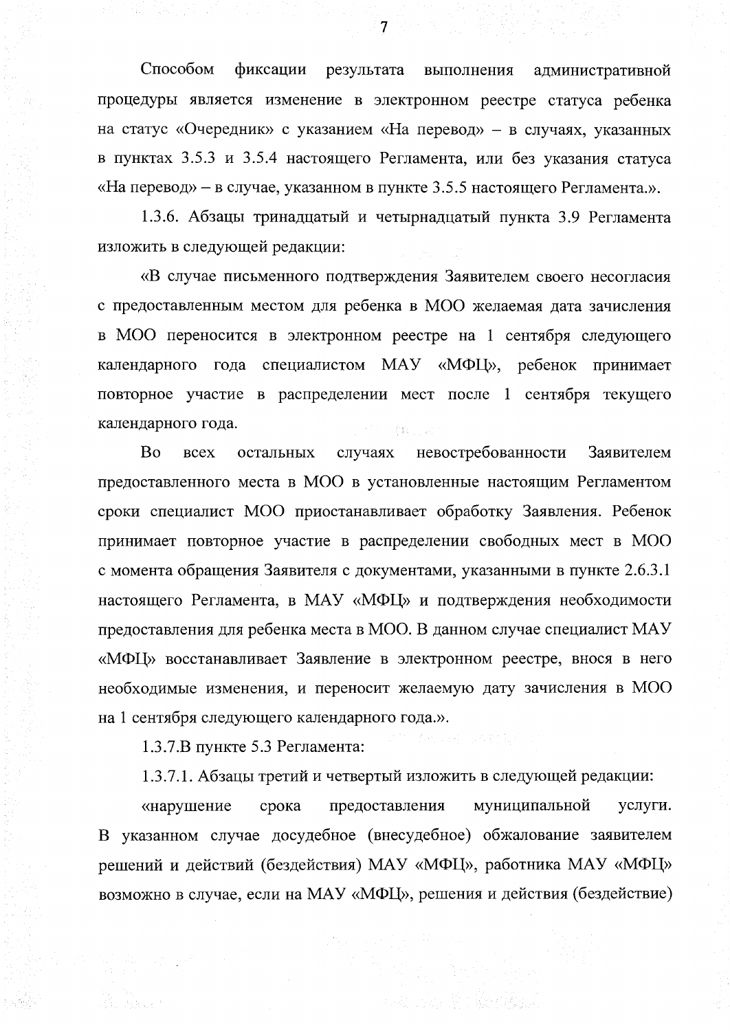Способом фиксации результата выполнения административной процедуры является изменение в электронном реестре статуса ребенка на статус «Очередник» с указанием «На перевод» – в случаях, указанных в пунктах 3.5.3 и 3.5.4 настоящего Регламента, или без указания статуса «На перевод» – в случае, указанном в пункте 3.5.5 настоящего Регламента.».

1.3.6. Абзацы тринадцатый и четырнадцатый пункта 3.9 Регламента изложить в следующей редакции:

«В случае письменного подтверждения Заявителем своего несогласия с предоставленным местом для ребенка в МОО желаемая дата зачисления в МОО переносится в электронном реестре на 1 сентября следующего календарного года специалистом МАУ «МФЦ», ребенок принимает повторное участие в распределении мест после 1 сентября текущего календарного года.

Во всех остальных случаях невостребованности Заявителем предоставленного места в МОО в установленные настоящим Регламентом сроки специалист МОО приостанавливает обработку Заявления. Ребенок принимает повторное участие в распределении свободных мест в МОО с момента обращения Заявителя с документами, указанными в пункте 2.6.3.1 настоящего Регламента, в МАУ «МФЦ» и подтверждения необходимости предоставления для ребенка места в МОО. В данном случае специалист МАУ «МФЦ» восстанавливает Заявление в электронном реестре, внося в него необходимые изменения, и переносит желаемую дату зачисления в МОО на 1 сентября следующего календарного года.».

1.3.7.В пункте 5.3 Регламента:

1.3.7.1. Абзацы третий и четвертый изложить в следующей редакции:

«нарушение срока предоставления муниципальной услуги. В указанном случае досудебное (внесудебное) обжалование заявителем решений и действий (бездействия) МАУ «МФЦ», работника МАУ «МФЦ» возможно в случае, если на МАУ «МФЦ», решения и действия (бездействие)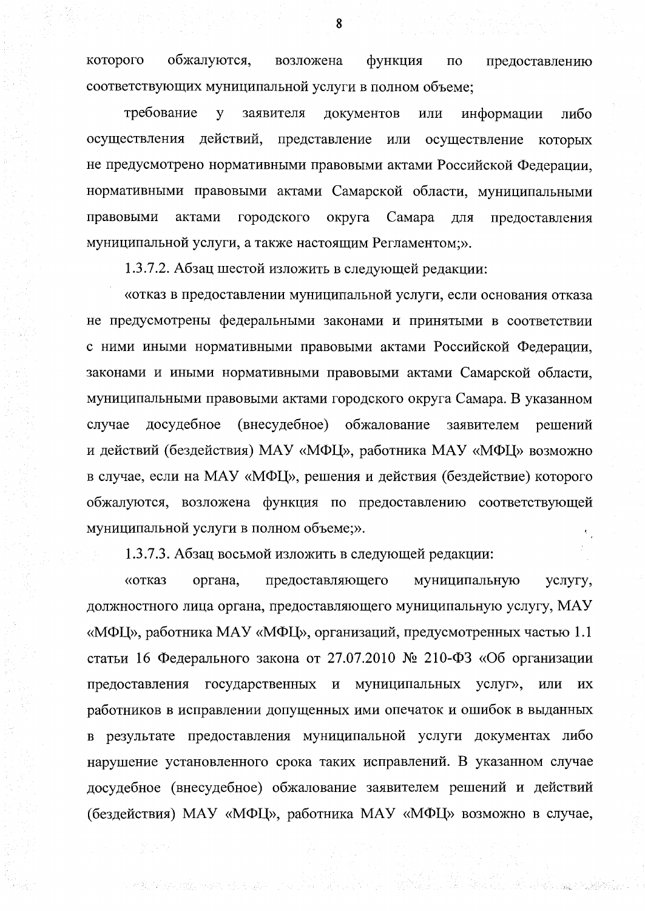которого обжалуются, возложена функция по предоставлению соответствующих муниципальной услуги в полном объеме;

требование у заявителя документов или информации либо осуществления действий, представление или осуществление которых не предусмотрено нормативными правовыми актами Российской Федерации, нормативными правовыми актами Самарской области, муниципальными правовыми актами городского округа Самара для предоставления муниципальной услуги, а также настоящим Регламентом;».

1.3.7.2. Абзац шестой изложить в следующей редакции:

«отказ в предоставлении муниципальной услуги, если основания отказа не предусмотрены федеральными законами и принятыми в соответствии с ними иными нормативными правовыми актами Российской Федерации, законами и иными нормативными правовыми актами Самарской области, муниципальными правовыми актами городского округа Самара. В указанном случае досудебное (внесудебное) обжалование заявителем решений и действий (бездействия) МАУ «МФЦ», работника МАУ «МФЦ» возможно в случае, если на МАУ «МФЦ», решения и действия (бездействие) которого обжалуются, возложена функция по предоставлению соответствующей муниципальной услуги в полном объеме;».

1.3.7.3. Абзац восьмой изложить в следующей редакции:

«отказ органа, предоставляющего муниципальную услугу, должностного лица органа, предоставляющего муниципальную услугу, МАУ «МФЦ», работника МАУ «МФЦ», организаций, предусмотренных частью 1.1 статьи 16 Федерального закона от 27.07.2010 № 210-ФЗ «Об организации предоставления государственных и муниципальных услуг», или их работников в исправлении допущенных ими опечаток и ошибок в выданных в результате предоставления муниципальной услуги документах либо нарушение установленного срока таких исправлений. В указанном случае досудебное (внесудебное) обжалование заявителем решений и действий (бездействия) МАУ «МФЦ», работника МАУ «МФЦ» возможно в случае,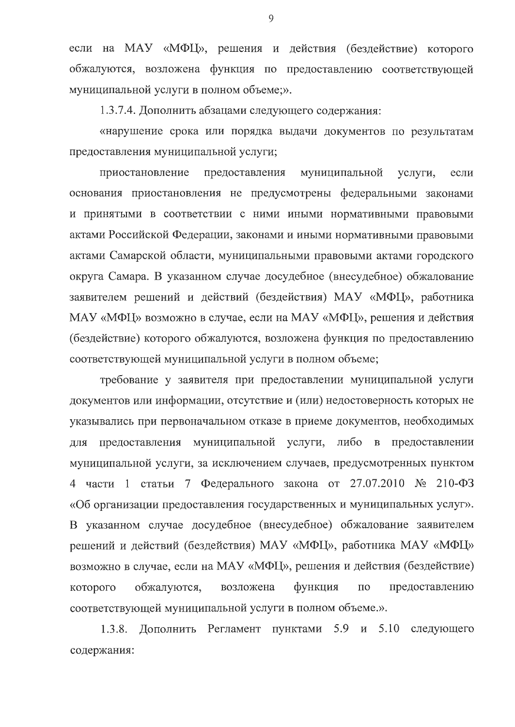если на МАУ «МФЦ», решения и действия (бездействие) которого обжалуются, возложена функция по предоставлению соответствующей муниципальной услуги в полном объеме;».

1.3.7.4. Дополнить абзацами следующего содержания:

«нарушение срока или порядка выдачи документов по результатам предоставления муниципальной услуги;

приостановление предоставления муниципальной услуги, если основания приостановления не предусмотрены федеральными законами и принятыми в соответствии с ними иными нормативными правовыми актами Российской Федерации, законами и иными нормативными правовыми актами Самарской области, муниципальными правовыми актами городского округа Самара. В указанном случае досудебное (внесудебное) обжалование заявителем решений и действий (бездействия) МАУ «МФЦ», работника МАУ «МФЦ» возможно в случае, если на МАУ «МФЦ», решения и действия (бездействие) которого обжалуются, возложена функция по предоставлению соответствующей муниципальной услуги в полном объеме;

требование у заявителя при предоставлении муниципальной услуги документов или информации, отсутствие и (или) недостоверность которых не указывались при первоначальном отказе в приеме документов, необходимых для предоставления муниципальной услуги, либо в предоставлении муниципальной услуги, за исключением случаев, предусмотренных пунктом 4 части 1 статьи 7 Федерального закона от 27.07.2010 № 210-ФЗ «Об организации предоставления государственных и муниципальных услуг». В указанном случае досудебное (внесудебное) обжалование заявителем решений и действий (бездействия) МАУ «МФЦ», работника МАУ «МФЦ» возможно в случае, если на МАУ «МФЦ», решения и действия (бездействие) которого обжалуются, возложена функция по предоставлению соответствующей муниципальной услуги в полном объеме.».

1.3.8. Дополнить Регламент пунктами 5.9 и 5.10 следующего содержания: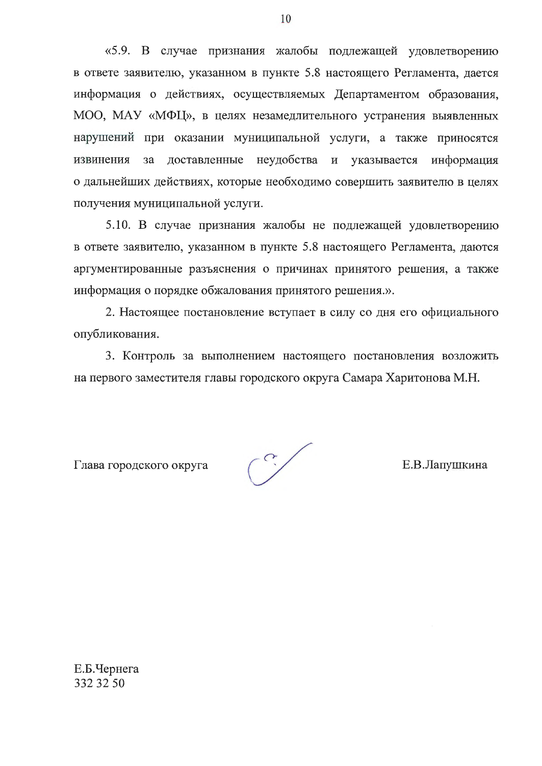«5.9. В случае признания жалобы подлежащей удовлетворению в ответе заявителю, указанном в пункте 5.8 настоящего Регламента, дается информация о действиях, осуществляемых Департаментом образования, МОО, МАУ «МФЦ», в целях незамедлительного устранения выявленных нарушений при оказании муниципальной услуги, а также приносятся извинения за доставленные неудобства и указывается информация о дальнейших действиях, которые необходимо совершить заявителю в целях получения муниципальной услуги.

5.10. В случае признания жалобы не подлежащей удовлетворению в ответе заявителю, указанном в пункте 5.8 настоящего Регламента, даются аргументированные разъяснения о причинах принятого решения, а также информация о порядке обжалования принятого решения.».

2. Настоящее постановление вступает в силу со дня его официального опубликования.

3. Контроль за выполнением настоящего постановления возложить на первого заместителя главы городского округа Самара Харитонова М.Н.

Глава городского округа Е.В.Лапушкина

Е.Б.Чернега
332 32 50